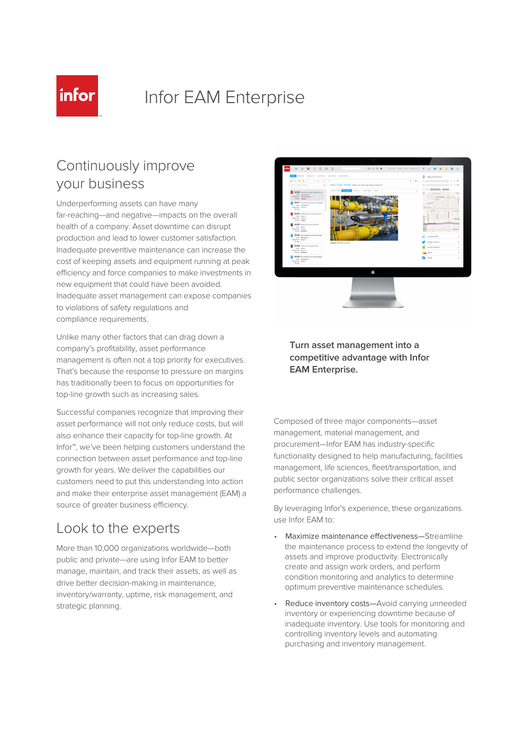# Infor EAM Enterprise

## Continuously improve your business

Underperforming assets can have many far-reaching—and negative—impacts on the overall health of a company. Asset downtime can disrupt production and lead to lower customer satisfaction. Inadequate preventive maintenance can increase the cost of keeping assets and equipment running at peak efficiency and force companies to make investments in new equipment that could have been avoided. Inadequate asset management can expose companies to violations of safety regulations and compliance requirements.

Unlike many other factors that can drag down a company's profitability, asset performance management is often not a top priority for executives. That's because the response to pressure on margins has traditionally been to focus on opportunities for top-line growth such as increasing sales.

Successful companies recognize that improving their asset performance will not only reduce costs, but will also enhance their capacity for top-line growth. At Infor™, we've been helping customers understand the connection between asset performance and top-line growth for years. We deliver the capabilities our customers need to put this understanding into action and make their enterprise asset management (EAM) a source of greater business efficiency.

## Look to the experts

More than 10,000 organizations worldwide—both public and private—are using Infor EAM to better manage, maintain, and track their assets, as well as drive better decision-making in maintenance, inventory/warranty, uptime, risk management, and strategic planning.

**Turn asset management into a competitive advantage with Infor EAM Enterprise.**

Composed of three major components—asset management, material management, and procurement—Infor EAM has industry-specific functionality designed to help manufacturing, facilities management, life sciences, fleet/transportation, and public sector organizations solve their critical asset performance challenges.

By leveraging Infor's experience, these organizations use Infor EAM to:

- Maximize maintenance effectiveness—Streamline the maintenance process to extend the longevity of assets and improve productivity. Electronically create and assign work orders, and perform condition monitoring and analytics to determine optimum preventive maintenance schedules.
- Reduce inventory costs—Avoid carrying unneeded inventory or experiencing downtime because of inadequate inventory. Use tools for monitoring and controlling inventory levels and automating purchasing and inventory management.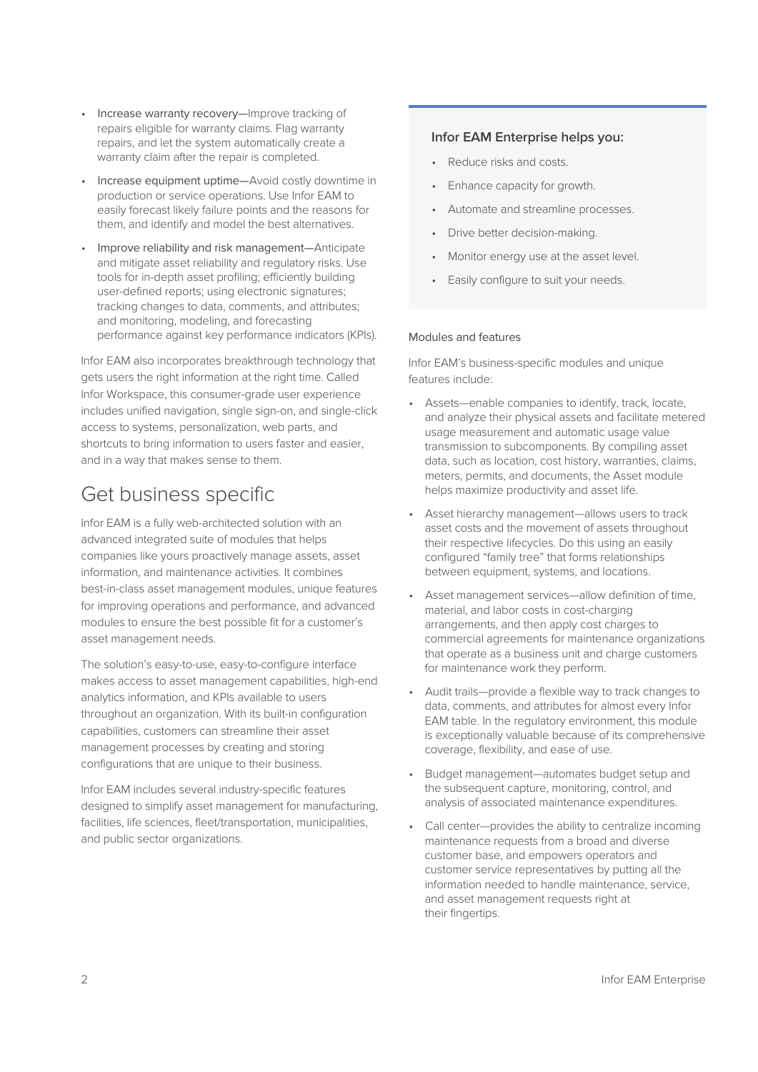- Increase warranty recovery—Improve tracking of repairs eligible for warranty claims. Flag warranty repairs, and let the system automatically create a warranty claim after the repair is completed.
- Increase equipment uptime—Avoid costly downtime in production or service operations. Use Infor EAM to easily forecast likely failure points and the reasons for them, and identify and model the best alternatives.
- Improve reliability and risk management—Anticipate and mitigate asset reliability and regulatory risks. Use tools for in-depth asset profiling; efficiently building user-defined reports; using electronic signatures; tracking changes to data, comments, and attributes; and monitoring, modeling, and forecasting performance against key performance indicators (KPIs).

Infor EAM also incorporates breakthrough technology that gets users the right information at the right time. Called Infor Workspace, this consumer-grade user experience includes unified navigation, single sign-on, and single-click access to systems, personalization, web parts, and shortcuts to bring information to users faster and easier, and in a way that makes sense to them.

## Get business specific

Infor EAM is a fully web-architected solution with an advanced integrated suite of modules that helps companies like yours proactively manage assets, asset information, and maintenance activities. It combines best-in-class asset management modules, unique features for improving operations and performance, and advanced modules to ensure the best possible fit for a customer's asset management needs.

The solution's easy-to-use, easy-to-configure interface makes access to asset management capabilities, high-end analytics information, and KPIs available to users throughout an organization. With its built-in configuration capabilities, customers can streamline their asset management processes by creating and storing configurations that are unique to their business.

Infor EAM includes several industry-specific features designed to simplify asset management for manufacturing, facilities, life sciences, fleet/transportation, municipalities, and public sector organizations.

**Infor EAM Enterprise helps you:**

- Reduce risks and costs.
- Enhance capacity for growth.
- Automate and streamline processes.
- Drive better decision-making.
- Monitor energy use at the asset level.
- Easily configure to suit your needs.

### Modules and features

Infor EAM's business-specific modules and unique features include:

- Assets—enable companies to identify, track, locate, and analyze their physical assets and facilitate metered usage measurement and automatic usage value transmission to subcomponents. By compiling asset data, such as location, cost history, warranties, claims, meters, permits, and documents, the Asset module helps maximize productivity and asset life.
- Asset hierarchy management—allows users to track asset costs and the movement of assets throughout their respective lifecycles. Do this using an easily configured "family tree" that forms relationships between equipment, systems, and locations.
- Asset management services—allow definition of time, material, and labor costs in cost-charging arrangements, and then apply cost charges to commercial agreements for maintenance organizations that operate as a business unit and charge customers for maintenance work they perform.
- Audit trails—provide a flexible way to track changes to data, comments, and attributes for almost every Infor EAM table. In the regulatory environment, this module is exceptionally valuable because of its comprehensive coverage, flexibility, and ease of use.
- Budget management—automates budget setup and the subsequent capture, monitoring, control, and analysis of associated maintenance expenditures.
- Call center—provides the ability to centralize incoming maintenance requests from a broad and diverse customer base, and empowers operators and customer service representatives by putting all the information needed to handle maintenance, service, and asset management requests right at their fingertips.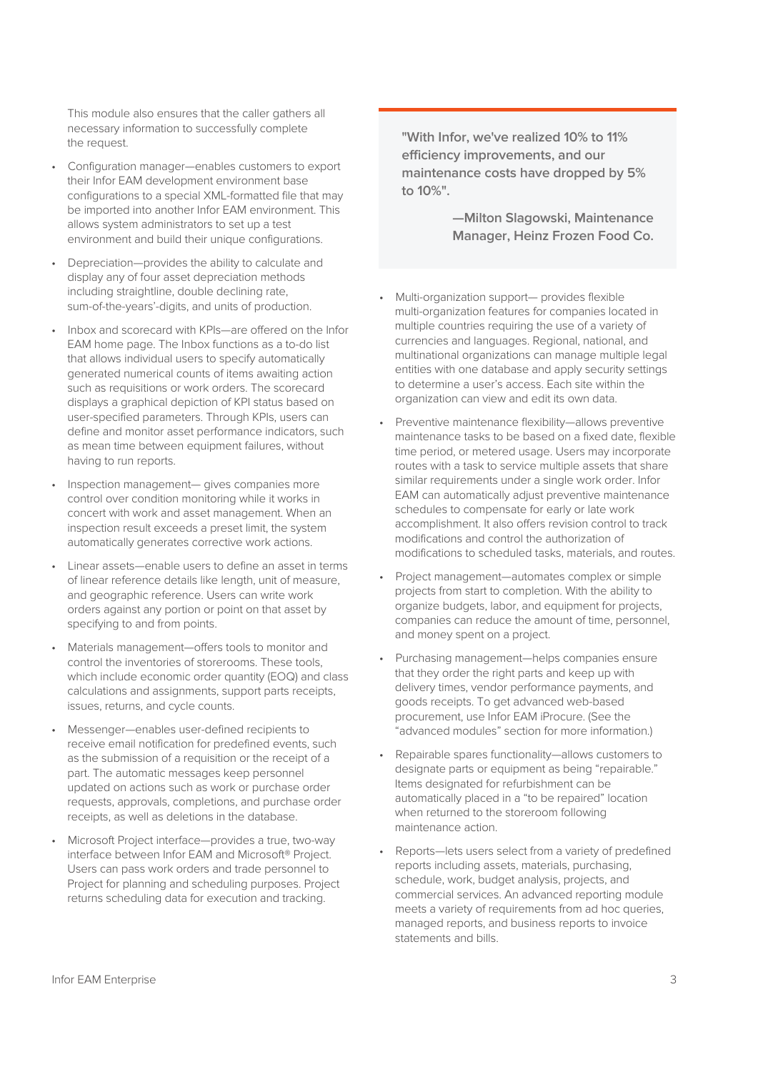This module also ensures that the caller gathers all necessary information to successfully complete the request.

- Configuration manager—enables customers to export their Infor EAM development environment base configurations to a special XML-formatted file that may be imported into another Infor EAM environment. This allows system administrators to set up a test environment and build their unique configurations.
- Depreciation—provides the ability to calculate and display any of four asset depreciation methods including straightline, double declining rate, sum-of-the-years'-digits, and units of production.
- Inbox and scorecard with KPIs—are offered on the Infor EAM home page. The Inbox functions as a to-do list that allows individual users to specify automatically generated numerical counts of items awaiting action such as requisitions or work orders. The scorecard displays a graphical depiction of KPI status based on user-specified parameters. Through KPIs, users can define and monitor asset performance indicators, such as mean time between equipment failures, without having to run reports.
- Inspection management— gives companies more control over condition monitoring while it works in concert with work and asset management. When an inspection result exceeds a preset limit, the system automatically generates corrective work actions.
- Linear assets—enable users to define an asset in terms of linear reference details like length, unit of measure, and geographic reference. Users can write work orders against any portion or point on that asset by specifying to and from points.
- Materials management—offers tools to monitor and control the inventories of storerooms. These tools, which include economic order quantity (EOQ) and class calculations and assignments, support parts receipts, issues, returns, and cycle counts.
- Messenger—enables user-defined recipients to receive email notification for predefined events, such as the submission of a requisition or the receipt of a part. The automatic messages keep personnel updated on actions such as work or purchase order requests, approvals, completions, and purchase order receipts, as well as deletions in the database.
- Microsoft Project interface—provides a true, two-way interface between Infor EAM and Microsoft® Project. Users can pass work orders and trade personnel to Project for planning and scheduling purposes. Project returns scheduling data for execution and tracking.

> **"With Infor, we've realized 10% to 11% efficiency improvements, and our maintenance costs have dropped by 5% to 10%".**
>
> **—Milton Slagowski, Maintenance Manager, Heinz Frozen Food Co.**

- Multi-organization support— provides flexible multi-organization features for companies located in multiple countries requiring the use of a variety of currencies and languages. Regional, national, and multinational organizations can manage multiple legal entities with one database and apply security settings to determine a user's access. Each site within the organization can view and edit its own data.
- Preventive maintenance flexibility—allows preventive maintenance tasks to be based on a fixed date, flexible time period, or metered usage. Users may incorporate routes with a task to service multiple assets that share similar requirements under a single work order. Infor EAM can automatically adjust preventive maintenance schedules to compensate for early or late work accomplishment. It also offers revision control to track modifications and control the authorization of modifications to scheduled tasks, materials, and routes.
- Project management—automates complex or simple projects from start to completion. With the ability to organize budgets, labor, and equipment for projects, companies can reduce the amount of time, personnel, and money spent on a project.
- Purchasing management—helps companies ensure that they order the right parts and keep up with delivery times, vendor performance payments, and goods receipts. To get advanced web-based procurement, use Infor EAM iProcure. (See the "advanced modules" section for more information.)
- Repairable spares functionality—allows customers to designate parts or equipment as being "repairable." Items designated for refurbishment can be automatically placed in a "to be repaired" location when returned to the storeroom following maintenance action.
- Reports—lets users select from a variety of predefined reports including assets, materials, purchasing, schedule, work, budget analysis, projects, and commercial services. An advanced reporting module meets a variety of requirements from ad hoc queries, managed reports, and business reports to invoice statements and bills.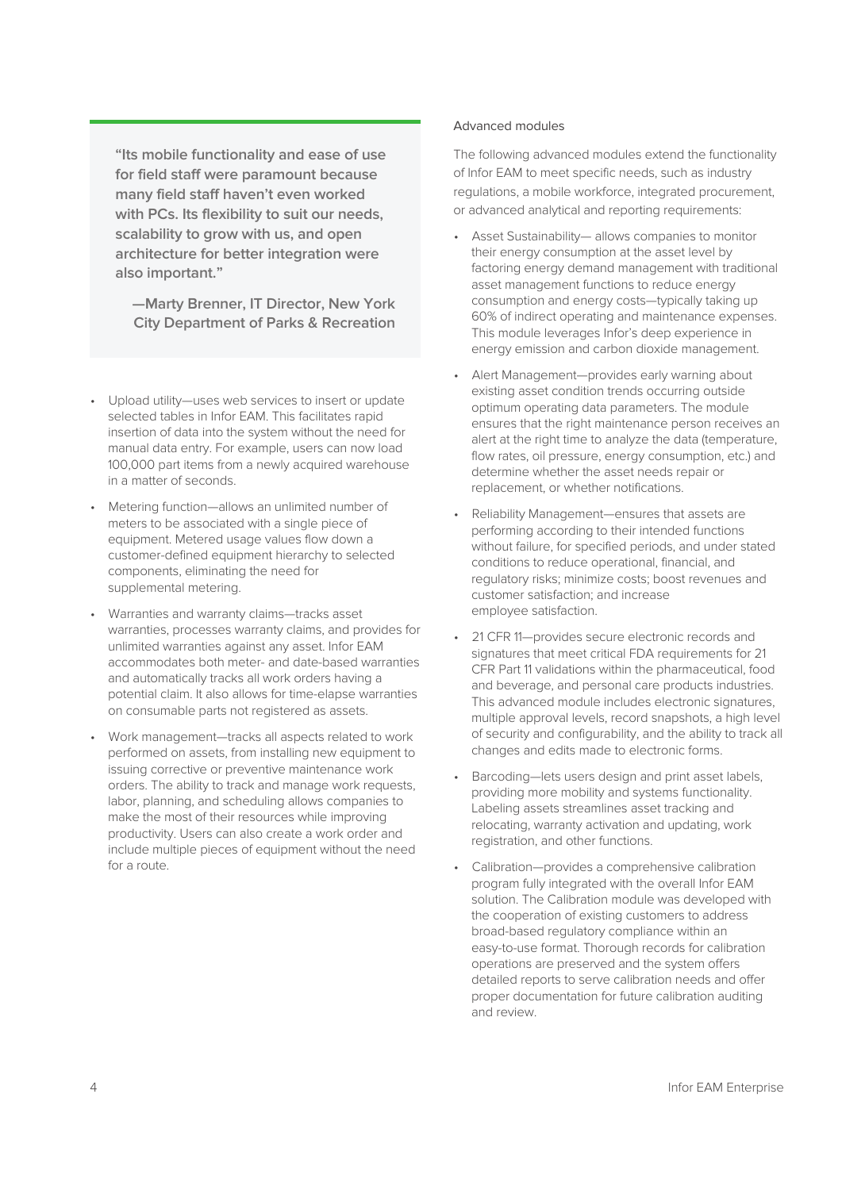> **"Its mobile functionality and ease of use for field staff were paramount because many field staff haven't even worked with PCs. Its flexibility to suit our needs, scalability to grow with us, and open architecture for better integration were also important."**
>
> **—Marty Brenner, IT Director, New York City Department of Parks & Recreation**

- Upload utility—uses web services to insert or update selected tables in Infor EAM. This facilitates rapid insertion of data into the system without the need for manual data entry. For example, users can now load 100,000 part items from a newly acquired warehouse in a matter of seconds.
- Metering function—allows an unlimited number of meters to be associated with a single piece of equipment. Metered usage values flow down a customer-defined equipment hierarchy to selected components, eliminating the need for supplemental metering.
- Warranties and warranty claims—tracks asset warranties, processes warranty claims, and provides for unlimited warranties against any asset. Infor EAM accommodates both meter- and date-based warranties and automatically tracks all work orders having a potential claim. It also allows for time-elapse warranties on consumable parts not registered as assets.
- Work management—tracks all aspects related to work performed on assets, from installing new equipment to issuing corrective or preventive maintenance work orders. The ability to track and manage work requests, labor, planning, and scheduling allows companies to make the most of their resources while improving productivity. Users can also create a work order and include multiple pieces of equipment without the need for a route.

### Advanced modules

The following advanced modules extend the functionality of Infor EAM to meet specific needs, such as industry regulations, a mobile workforce, integrated procurement, or advanced analytical and reporting requirements:

- Asset Sustainability— allows companies to monitor their energy consumption at the asset level by factoring energy demand management with traditional asset management functions to reduce energy consumption and energy costs—typically taking up 60% of indirect operating and maintenance expenses. This module leverages Infor's deep experience in energy emission and carbon dioxide management.
- Alert Management—provides early warning about existing asset condition trends occurring outside optimum operating data parameters. The module ensures that the right maintenance person receives an alert at the right time to analyze the data (temperature, flow rates, oil pressure, energy consumption, etc.) and determine whether the asset needs repair or replacement, or whether notifications.
- Reliability Management—ensures that assets are performing according to their intended functions without failure, for specified periods, and under stated conditions to reduce operational, financial, and regulatory risks; minimize costs; boost revenues and customer satisfaction; and increase employee satisfaction.
- 21 CFR 11—provides secure electronic records and signatures that meet critical FDA requirements for 21 CFR Part 11 validations within the pharmaceutical, food and beverage, and personal care products industries. This advanced module includes electronic signatures, multiple approval levels, record snapshots, a high level of security and configurability, and the ability to track all changes and edits made to electronic forms.
- Barcoding—lets users design and print asset labels, providing more mobility and systems functionality. Labeling assets streamlines asset tracking and relocating, warranty activation and updating, work registration, and other functions.
- Calibration—provides a comprehensive calibration program fully integrated with the overall Infor EAM solution. The Calibration module was developed with the cooperation of existing customers to address broad-based regulatory compliance within an easy-to-use format. Thorough records for calibration operations are preserved and the system offers detailed reports to serve calibration needs and offer proper documentation for future calibration auditing and review.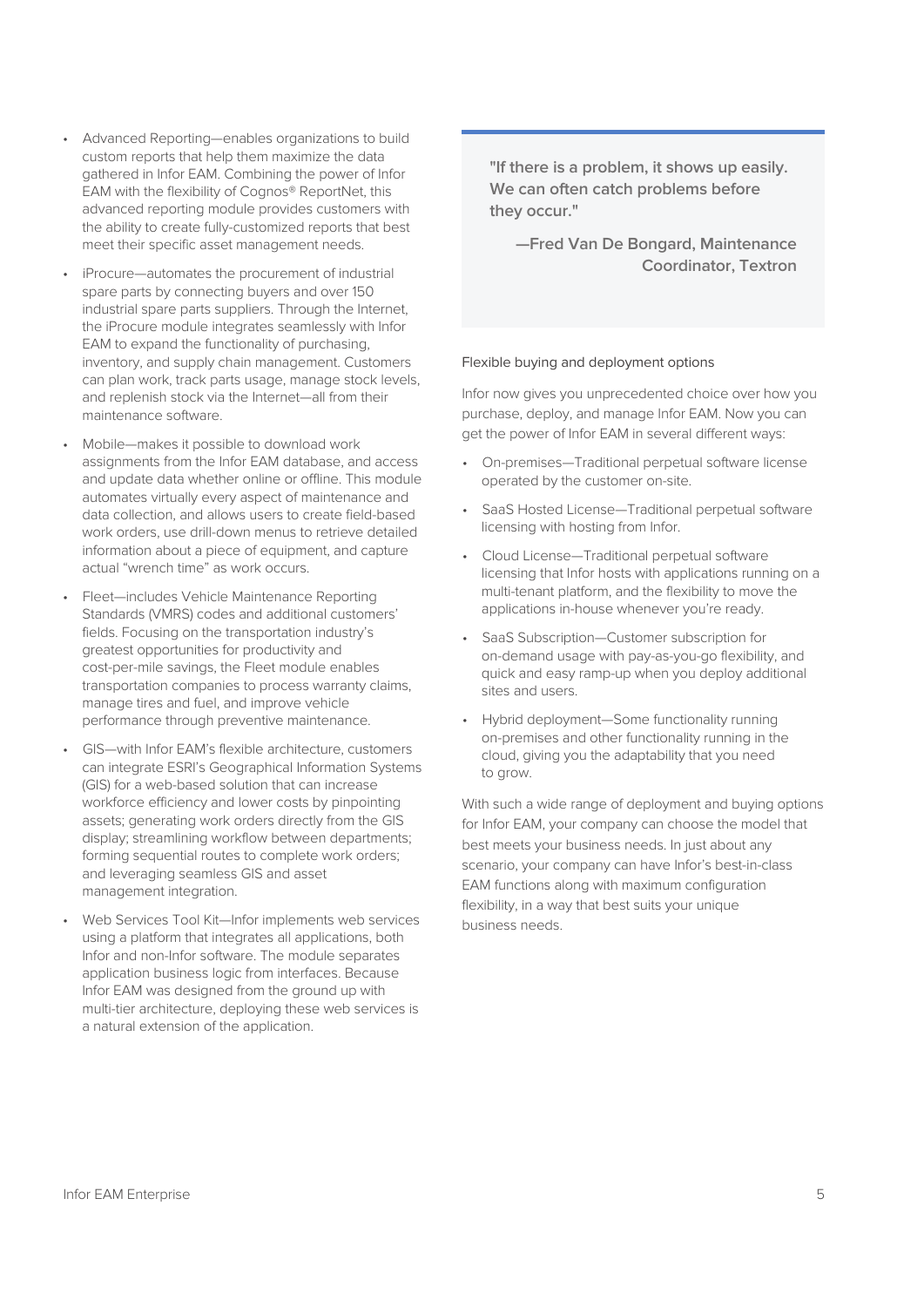- Advanced Reporting—enables organizations to build custom reports that help them maximize the data gathered in Infor EAM. Combining the power of Infor EAM with the flexibility of Cognos® ReportNet, this advanced reporting module provides customers with the ability to create fully-customized reports that best meet their specific asset management needs.
- iProcure—automates the procurement of industrial spare parts by connecting buyers and over 150 industrial spare parts suppliers. Through the Internet, the iProcure module integrates seamlessly with Infor EAM to expand the functionality of purchasing, inventory, and supply chain management. Customers can plan work, track parts usage, manage stock levels, and replenish stock via the Internet—all from their maintenance software.
- Mobile—makes it possible to download work assignments from the Infor EAM database, and access and update data whether online or offline. This module automates virtually every aspect of maintenance and data collection, and allows users to create field-based work orders, use drill-down menus to retrieve detailed information about a piece of equipment, and capture actual "wrench time" as work occurs.
- Fleet—includes Vehicle Maintenance Reporting Standards (VMRS) codes and additional customers' fields. Focusing on the transportation industry's greatest opportunities for productivity and cost-per-mile savings, the Fleet module enables transportation companies to process warranty claims, manage tires and fuel, and improve vehicle performance through preventive maintenance.
- GIS—with Infor EAM's flexible architecture, customers can integrate ESRI's Geographical Information Systems (GIS) for a web-based solution that can increase workforce efficiency and lower costs by pinpointing assets; generating work orders directly from the GIS display; streamlining workflow between departments; forming sequential routes to complete work orders; and leveraging seamless GIS and asset management integration.
- Web Services Tool Kit—Infor implements web services using a platform that integrates all applications, both Infor and non-Infor software. The module separates application business logic from interfaces. Because Infor EAM was designed from the ground up with multi-tier architecture, deploying these web services is a natural extension of the application.

> **"If there is a problem, it shows up easily. We can often catch problems before they occur."**
>
> **—Fred Van De Bongard, Maintenance Coordinator, Textron**

Flexible buying and deployment options

Infor now gives you unprecedented choice over how you purchase, deploy, and manage Infor EAM. Now you can get the power of Infor EAM in several different ways:

- On-premises—Traditional perpetual software license operated by the customer on-site.
- SaaS Hosted License—Traditional perpetual software licensing with hosting from Infor.
- Cloud License—Traditional perpetual software licensing that Infor hosts with applications running on a multi-tenant platform, and the flexibility to move the applications in-house whenever you're ready.
- SaaS Subscription—Customer subscription for on-demand usage with pay-as-you-go flexibility, and quick and easy ramp-up when you deploy additional sites and users.
- Hybrid deployment—Some functionality running on-premises and other functionality running in the cloud, giving you the adaptability that you need to grow.

With such a wide range of deployment and buying options for Infor EAM, your company can choose the model that best meets your business needs. In just about any scenario, your company can have Infor's best-in-class EAM functions along with maximum configuration flexibility, in a way that best suits your unique business needs.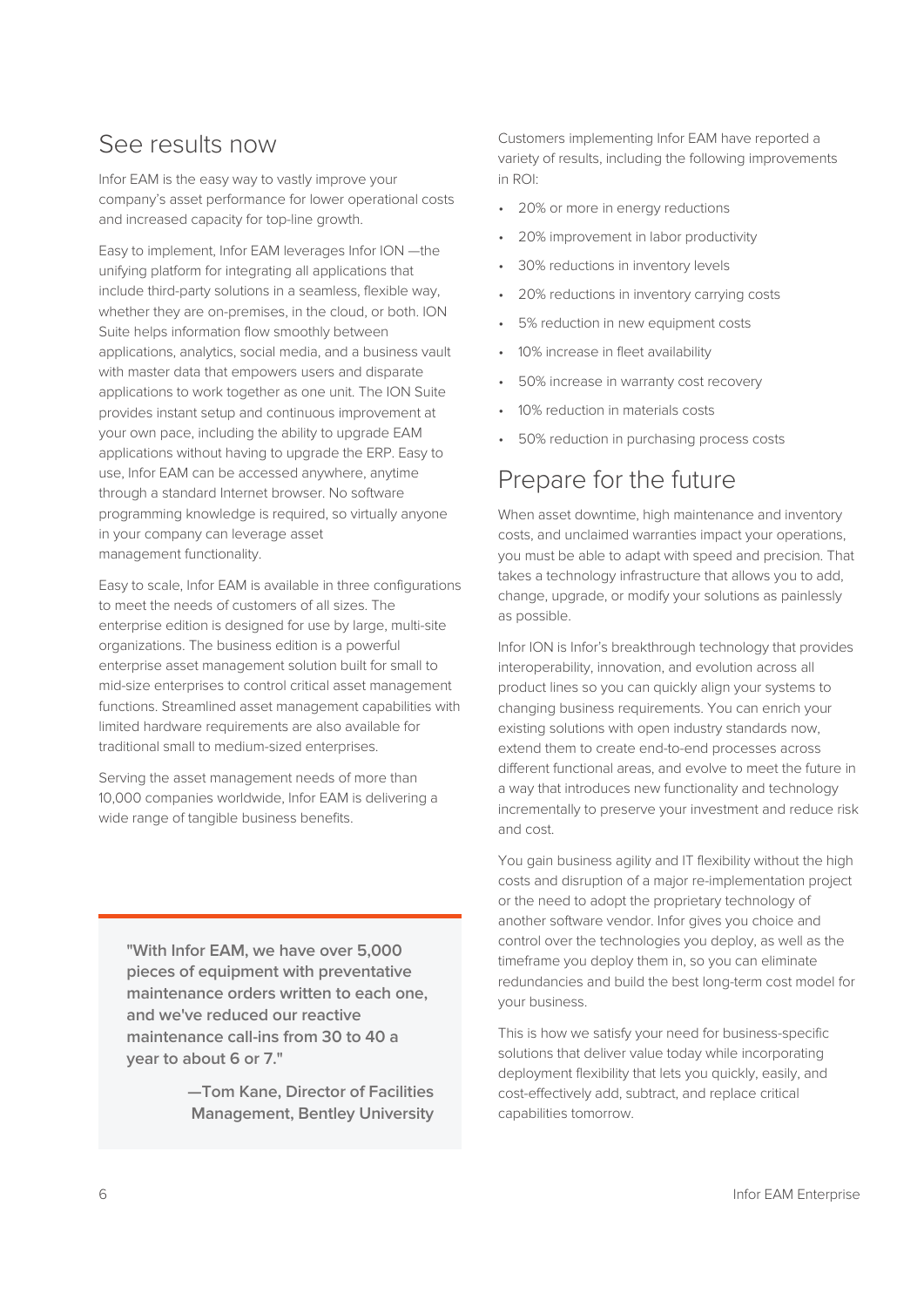## See results now

Infor EAM is the easy way to vastly improve your company's asset performance for lower operational costs and increased capacity for top-line growth.

Easy to implement, Infor EAM leverages Infor ION —the unifying platform for integrating all applications that include third-party solutions in a seamless, flexible way, whether they are on-premises, in the cloud, or both. ION Suite helps information flow smoothly between applications, analytics, social media, and a business vault with master data that empowers users and disparate applications to work together as one unit. The ION Suite provides instant setup and continuous improvement at your own pace, including the ability to upgrade EAM applications without having to upgrade the ERP. Easy to use, Infor EAM can be accessed anywhere, anytime through a standard Internet browser. No software programming knowledge is required, so virtually anyone in your company can leverage asset management functionality.

Easy to scale, Infor EAM is available in three configurations to meet the needs of customers of all sizes. The enterprise edition is designed for use by large, multi-site organizations. The business edition is a powerful enterprise asset management solution built for small to mid-size enterprises to control critical asset management functions. Streamlined asset management capabilities with limited hardware requirements are also available for traditional small to medium-sized enterprises.

Serving the asset management needs of more than 10,000 companies worldwide, Infor EAM is delivering a wide range of tangible business benefits.

> **"With Infor EAM, we have over 5,000 pieces of equipment with preventative maintenance orders written to each one, and we've reduced our reactive maintenance call-ins from 30 to 40 a year to about 6 or 7."**
>
> **—Tom Kane, Director of Facilities Management, Bentley University**

Customers implementing Infor EAM have reported a variety of results, including the following improvements in ROI:

- 20% or more in energy reductions
- 20% improvement in labor productivity
- 30% reductions in inventory levels
- 20% reductions in inventory carrying costs
- 5% reduction in new equipment costs
- 10% increase in fleet availability
- 50% increase in warranty cost recovery
- 10% reduction in materials costs
- 50% reduction in purchasing process costs

## Prepare for the future

When asset downtime, high maintenance and inventory costs, and unclaimed warranties impact your operations, you must be able to adapt with speed and precision. That takes a technology infrastructure that allows you to add, change, upgrade, or modify your solutions as painlessly as possible.

Infor ION is Infor's breakthrough technology that provides interoperability, innovation, and evolution across all product lines so you can quickly align your systems to changing business requirements. You can enrich your existing solutions with open industry standards now, extend them to create end-to-end processes across different functional areas, and evolve to meet the future in a way that introduces new functionality and technology incrementally to preserve your investment and reduce risk and cost.

You gain business agility and IT flexibility without the high costs and disruption of a major re-implementation project or the need to adopt the proprietary technology of another software vendor. Infor gives you choice and control over the technologies you deploy, as well as the timeframe you deploy them in, so you can eliminate redundancies and build the best long-term cost model for your business.

This is how we satisfy your need for business-specific solutions that deliver value today while incorporating deployment flexibility that lets you quickly, easily, and cost-effectively add, subtract, and replace critical capabilities tomorrow.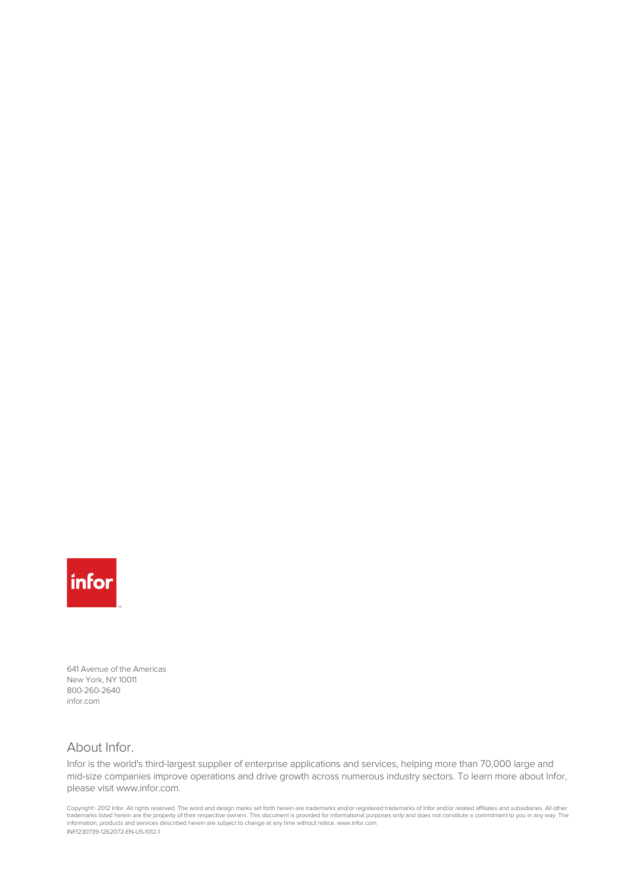infor

641 Avenue of the Americas
New York, NY 10011
800-260-2640
infor.com

## About Infor.

Infor is the world's third-largest supplier of enterprise applications and services, helping more than 70,000 large and mid-size companies improve operations and drive growth across numerous industry sectors. To learn more about Infor, please visit www.infor.com.

Copyright© 2012 Infor. All rights reserved. The word and design marks set forth herein are trademarks and/or registered trademarks of Infor and/or related affiliates and subsidiaries. All other trademarks listed herein are the property of their respective owners. This document is provided for informational purposes only and does not constitute a commitment to you in any way. The information, products and services described herein are subject to change at any time without notice. www.infor.com.
INF1230739-1262072-EN-US-1012-1